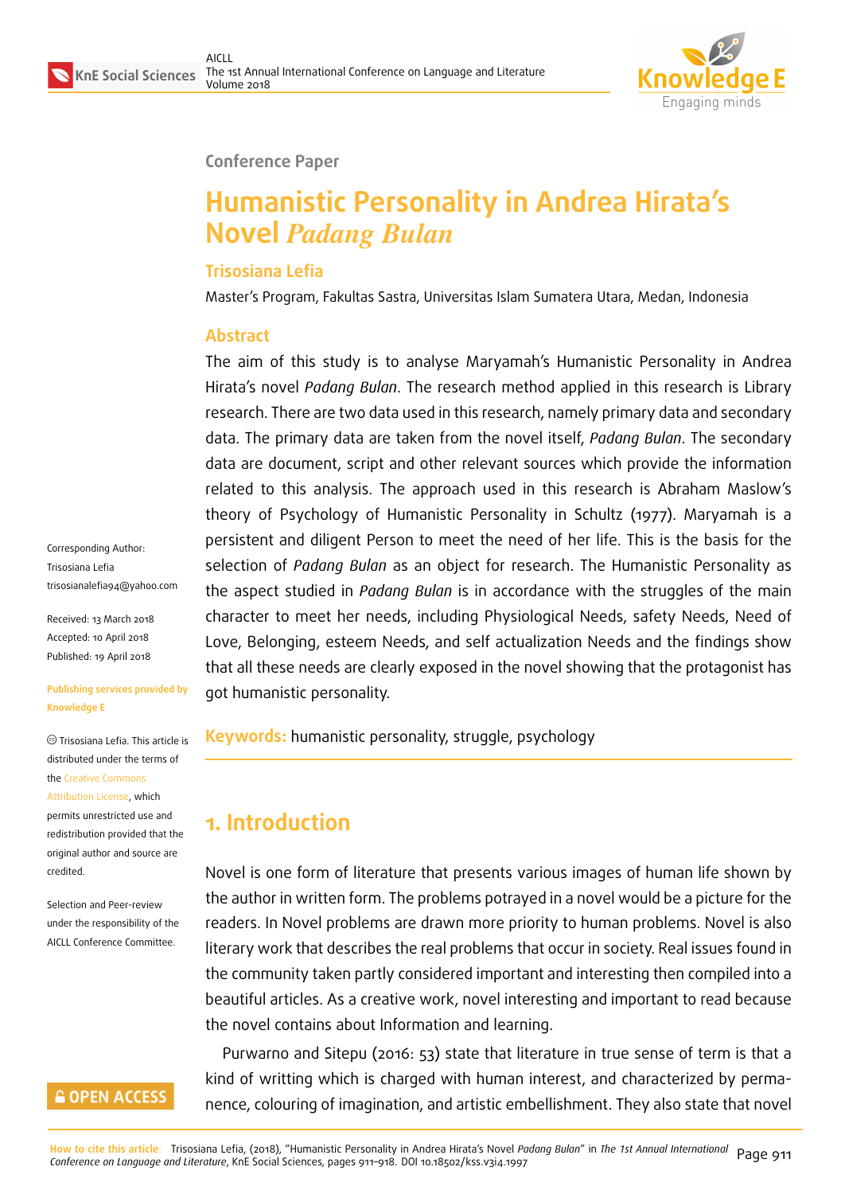Conference Paper

# Humanistic Personality in Andrea Hirata's Novel *Padang Bulan*

**Trisosiana Lefia**

Master's Program, Fakultas Sastra, Universitas Islam Sumatera Utara, Medan, Indonesia

Corresponding Author:
Trisosiana Lefia
trisosianalefia94@yahoo.com

Received: 13 March 2018
Accepted: 10 April 2018
Published: 19 April 2018

**Publishing services provided by Knowledge E**

© Trisosiana Lefia. This article is distributed under the terms of the Creative Commons Attribution License, which permits unrestricted use and redistribution provided that the original author and source are credited.

Selection and Peer-review under the responsibility of the AICLL Conference Committee.

## Abstract

The aim of this study is to analyse Maryamah's Humanistic Personality in Andrea Hirata's novel *Padang Bulan*. The research method applied in this research is Library research. There are two data used in this research, namely primary data and secondary data. The primary data are taken from the novel itself, *Padang Bulan*. The secondary data are document, script and other relevant sources which provide the information related to this analysis. The approach used in this research is Abraham Maslow's theory of Psychology of Humanistic Personality in Schultz (1977). Maryamah is a persistent and diligent Person to meet the need of her life. This is the basis for the selection of *Padang Bulan* as an object for research. The Humanistic Personality as the aspect studied in *Padang Bulan* is in accordance with the struggles of the main character to meet her needs, including Physiological Needs, safety Needs, Need of Love, Belonging, esteem Needs, and self actualization Needs and the findings show that all these needs are clearly exposed in the novel showing that the protagonist has got humanistic personality.

**Keywords:** humanistic personality, struggle, psychology

## 1. Introduction

Novel is one form of literature that presents various images of human life shown by the author in written form. The problems potrayed in a novel would be a picture for the readers. In Novel problems are drawn more priority to human problems. Novel is also literary work that describes the real problems that occur in society. Real issues found in the community taken partly considered important and interesting then compiled into a beautiful articles. As a creative work, novel interesting and important to read because the novel contains about Information and learning.

Purwarno and Sitepu (2016: 53) state that literature in true sense of term is that a kind of writting which is charged with human interest, and characterized by permanence, colouring of imagination, and artistic embellishment. They also state that novel

**How to cite this article**: Trisosiana Lefia, (2018), "Humanistic Personality in Andrea Hirata's Novel *Padang Bulan*" in *The 1st Annual International Conference on Language and Literature*, KnE Social Sciences, pages 911–918. DOI 10.18502/kss.v3i4.1997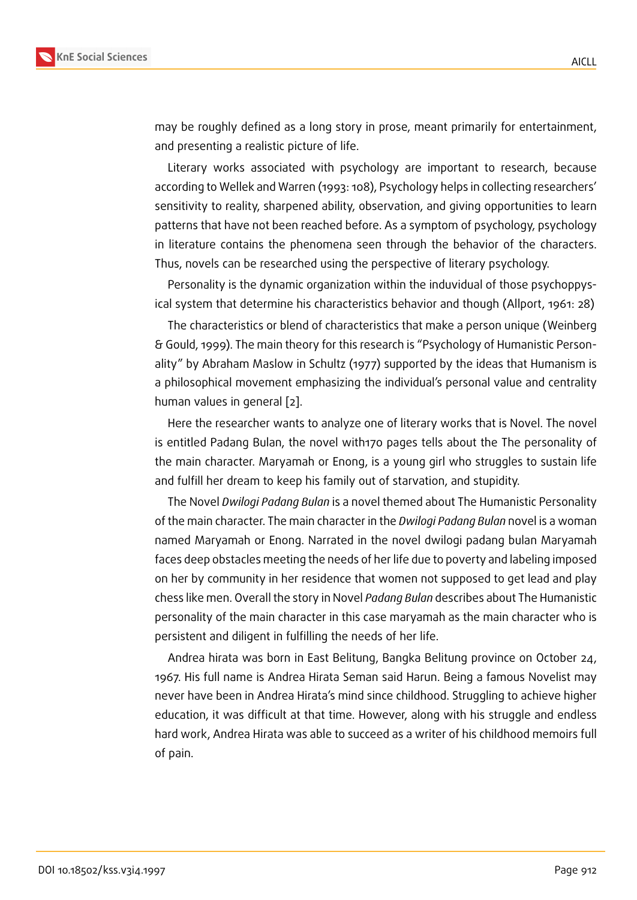may be roughly defined as a long story in prose, meant primarily for entertainment, and presenting a realistic picture of life.

Literary works associated with psychology are important to research, because according to Wellek and Warren (1993: 108), Psychology helps in collecting researchers' sensitivity to reality, sharpened ability, observation, and giving opportunities to learn patterns that have not been reached before. As a symptom of psychology, psychology in literature contains the phenomena seen through the behavior of the characters. Thus, novels can be researched using the perspective of literary psychology.

Personality is the dynamic organization within the induvidual of those psychoppysical system that determine his characteristics behavior and though (Allport, 1961: 28)

The characteristics or blend of characteristics that make a person unique (Weinberg & Gould, 1999). The main theory for this research is "Psychology of Humanistic Personality" by Abraham Maslow in Schultz (1977) supported by the ideas that Humanism is a philosophical movement emphasizing the individual's personal value and centrality human values in general [2].

Here the researcher wants to analyze one of literary works that is Novel. The novel is entitled Padang Bulan, the novel with170 pages tells about the The personality of the main character. Maryamah or Enong, is a young girl who struggles to sustain life and fulfill her dream to keep his family out of starvation, and stupidity.

The Novel *Dwilogi Padang Bulan* is a novel themed about The Humanistic Personality of the main character. The main character in the *Dwilogi Padang Bulan* novel is a woman named Maryamah or Enong. Narrated in the novel dwilogi padang bulan Maryamah faces deep obstacles meeting the needs of her life due to poverty and labeling imposed on her by community in her residence that women not supposed to get lead and play chess like men. Overall the story in Novel *Padang Bulan* describes about The Humanistic personality of the main character in this case maryamah as the main character who is persistent and diligent in fulfilling the needs of her life.

Andrea hirata was born in East Belitung, Bangka Belitung province on October 24, 1967. His full name is Andrea Hirata Seman said Harun. Being a famous Novelist may never have been in Andrea Hirata's mind since childhood. Struggling to achieve higher education, it was difficult at that time. However, along with his struggle and endless hard work, Andrea Hirata was able to succeed as a writer of his childhood memoirs full of pain.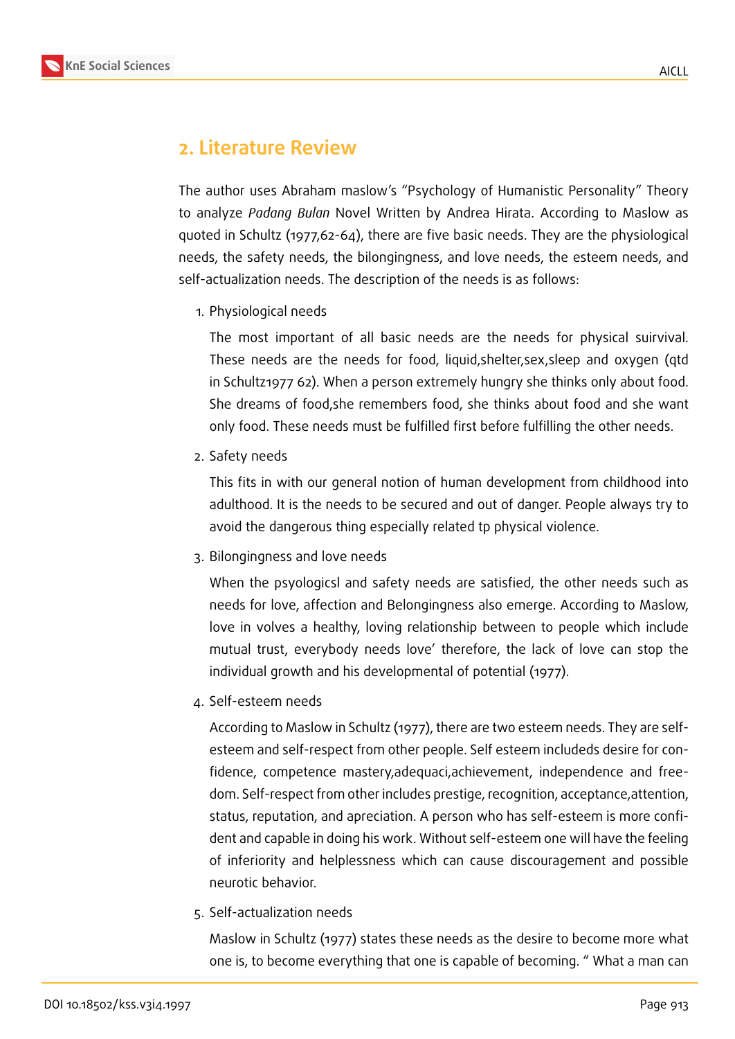## 2. Literature Review

The author uses Abraham maslow's "Psychology of Humanistic Personality" Theory to analyze *Padang Bulan* Novel Written by Andrea Hirata. According to Maslow as quoted in Schultz (1977,62-64), there are five basic needs. They are the physiological needs, the safety needs, the bilongingness, and love needs, the esteem needs, and self-actualization needs. The description of the needs is as follows:

1. Physiological needs

   The most important of all basic needs are the needs for physical suirvival. These needs are the needs for food, liquid,shelter,sex,sleep and oxygen (qtd in Schultz1977 62). When a person extremely hungry she thinks only about food. She dreams of food,she remembers food, she thinks about food and she want only food. These needs must be fulfilled first before fulfilling the other needs.

2. Safety needs

   This fits in with our general notion of human development from childhood into adulthood. It is the needs to be secured and out of danger. People always try to avoid the dangerous thing especially related tp physical violence.

3. Bilongingness and love needs

   When the psyologicsl and safety needs are satisfied, the other needs such as needs for love, affection and Belongingness also emerge. According to Maslow, love in volves a healthy, loving relationship between to people which include mutual trust, everybody needs love' therefore, the lack of love can stop the individual growth and his developmental of potential (1977).

4. Self-esteem needs

   According to Maslow in Schultz (1977), there are two esteem needs. They are self-esteem and self-respect from other people. Self esteem includeds desire for confidence, competence mastery,adequaci,achievement, independence and freedom. Self-respect from other includes prestige, recognition, acceptance,attention, status, reputation, and apreciation. A person who has self-esteem is more confident and capable in doing his work. Without self-esteem one will have the feeling of inferiority and helplessness which can cause discouragement and possible neurotic behavior.

5. Self-actualization needs

   Maslow in Schultz (1977) states these needs as the desire to become more what one is, to become everything that one is capable of becoming. " What a man can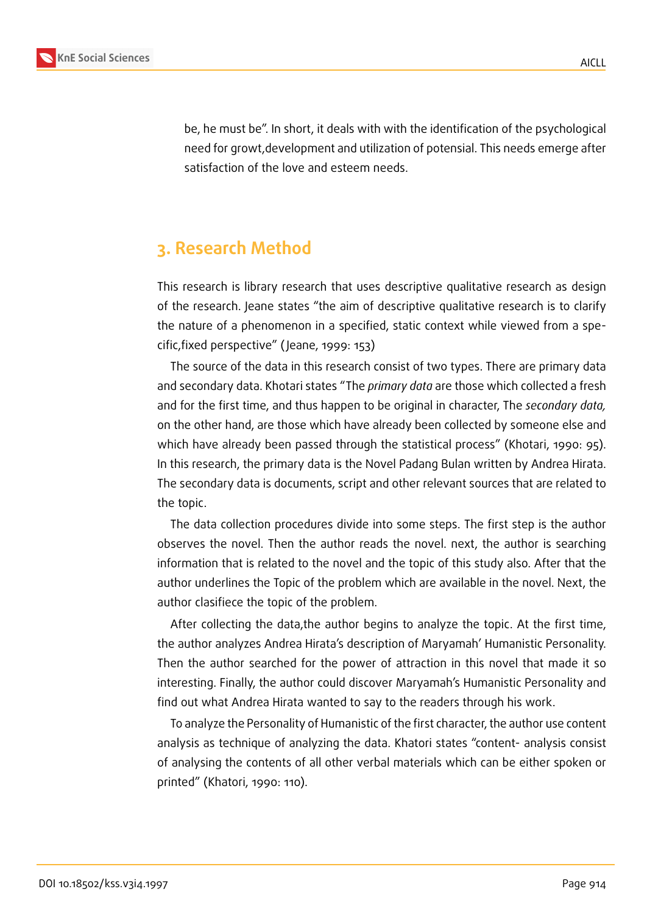be, he must be". In short, it deals with with the identification of the psychological need for growt,development and utilization of potensial. This needs emerge after satisfaction of the love and esteem needs.

## 3. Research Method

This research is library research that uses descriptive qualitative research as design of the research. Jeane states "the aim of descriptive qualitative research is to clarify the nature of a phenomenon in a specified, static context while viewed from a specific,fixed perspective" (Jeane, 1999: 153)

The source of the data in this research consist of two types. There are primary data and secondary data. Khotari states "The *primary data* are those which collected a fresh and for the first time, and thus happen to be original in character, The *secondary data,* on the other hand, are those which have already been collected by someone else and which have already been passed through the statistical process" (Khotari, 1990: 95). In this research, the primary data is the Novel Padang Bulan written by Andrea Hirata. The secondary data is documents, script and other relevant sources that are related to the topic.

The data collection procedures divide into some steps. The first step is the author observes the novel. Then the author reads the novel. next, the author is searching information that is related to the novel and the topic of this study also. After that the author underlines the Topic of the problem which are available in the novel. Next, the author clasifiece the topic of the problem.

After collecting the data,the author begins to analyze the topic. At the first time, the author analyzes Andrea Hirata's description of Maryamah' Humanistic Personality. Then the author searched for the power of attraction in this novel that made it so interesting. Finally, the author could discover Maryamah's Humanistic Personality and find out what Andrea Hirata wanted to say to the readers through his work.

To analyze the Personality of Humanistic of the first character, the author use content analysis as technique of analyzing the data. Khatori states "content- analysis consist of analysing the contents of all other verbal materials which can be either spoken or printed" (Khatori, 1990: 110).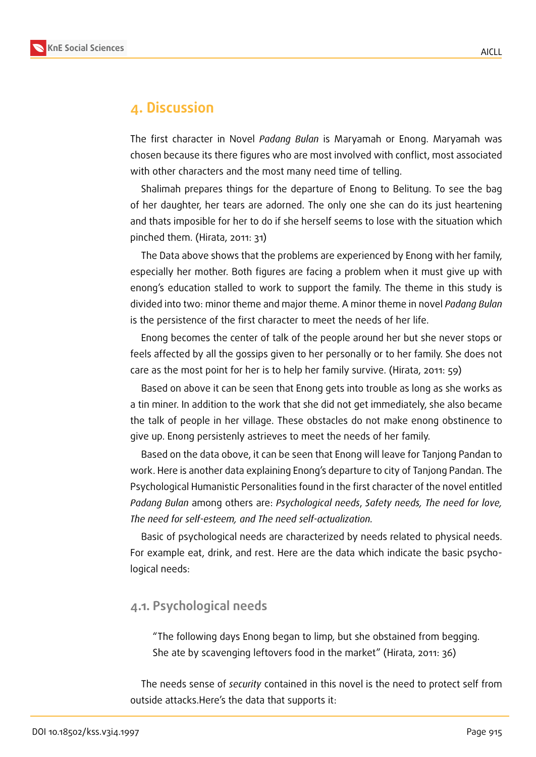## 4. Discussion

The first character in Novel *Padang Bulan* is Maryamah or Enong. Maryamah was chosen because its there figures who are most involved with conflict, most associated with other characters and the most many need time of telling.

Shalimah prepares things for the departure of Enong to Belitung. To see the bag of her daughter, her tears are adorned. The only one she can do its just heartening and thats imposible for her to do if she herself seems to lose with the situation which pinched them. (Hirata, 2011: 31)

The Data above shows that the problems are experienced by Enong with her family, especially her mother. Both figures are facing a problem when it must give up with enong's education stalled to work to support the family. The theme in this study is divided into two: minor theme and major theme. A minor theme in novel *Padang Bulan* is the persistence of the first character to meet the needs of her life.

Enong becomes the center of talk of the people around her but she never stops or feels affected by all the gossips given to her personally or to her family. She does not care as the most point for her is to help her family survive. (Hirata, 2011: 59)

Based on above it can be seen that Enong gets into trouble as long as she works as a tin miner. In addition to the work that she did not get immediately, she also became the talk of people in her village. These obstacles do not make enong obstinence to give up. Enong persistently astrieves to meet the needs of her family.

Based on the data obove, it can be seen that Enong will leave for Tanjong Pandan to work. Here is another data explaining Enong's departure to city of Tanjong Pandan. The Psychological Humanistic Personalities found in the first character of the novel entitled *Padang Bulan* among others are: *Psychological needs*, *Safety needs, The need for love, The need for self-esteem, and The need self-actualization.*

Basic of psychological needs are characterized by needs related to physical needs. For example eat, drink, and rest. Here are the data which indicate the basic psychological needs:

### 4.1. Psychological needs

> "The following days Enong began to limp, but she obstained from begging. She ate by scavenging leftovers food in the market" (Hirata, 2011: 36)

The needs sense of *security* contained in this novel is the need to protect self from outside attacks.Here's the data that supports it: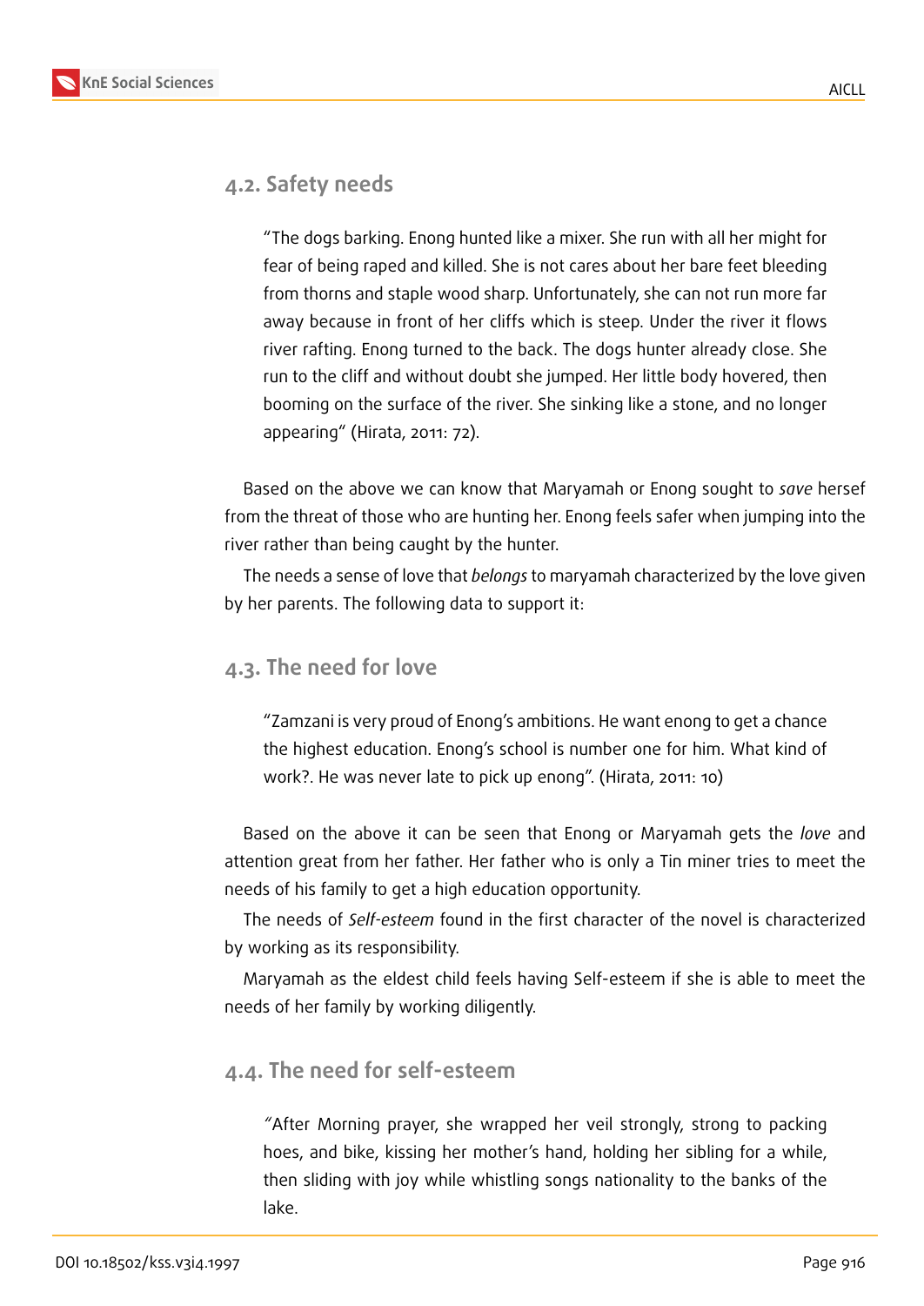### 4.2. Safety needs

> "The dogs barking. Enong hunted like a mixer. She run with all her might for fear of being raped and killed. She is not cares about her bare feet bleeding from thorns and staple wood sharp. Unfortunately, she can not run more far away because in front of her cliffs which is steep. Under the river it flows river rafting. Enong turned to the back. The dogs hunter already close. She run to the cliff and without doubt she jumped. Her little body hovered, then booming on the surface of the river. She sinking like a stone, and no longer appearing" (Hirata, 2011: 72).

Based on the above we can know that Maryamah or Enong sought to *save* herself from the threat of those who are hunting her. Enong feels safer when jumping into the river rather than being caught by the hunter.

The needs a sense of love that *belongs* to maryamah characterized by the love given by her parents. The following data to support it:

### 4.3. The need for love

> "Zamzani is very proud of Enong's ambitions. He want enong to get a chance the highest education. Enong's school is number one for him. What kind of work?. He was never late to pick up enong". (Hirata, 2011: 10)

Based on the above it can be seen that Enong or Maryamah gets the *love* and attention great from her father. Her father who is only a Tin miner tries to meet the needs of his family to get a high education opportunity.

The needs of *Self-esteem* found in the first character of the novel is characterized by working as its responsibility.

Maryamah as the eldest child feels having Self-esteem if she is able to meet the needs of her family by working diligently.

### 4.4. The need for self-esteem

> *"*After Morning prayer, she wrapped her veil strongly, strong to packing hoes, and bike, kissing her mother's hand, holding her sibling for a while, then sliding with joy while whistling songs nationality to the banks of the lake.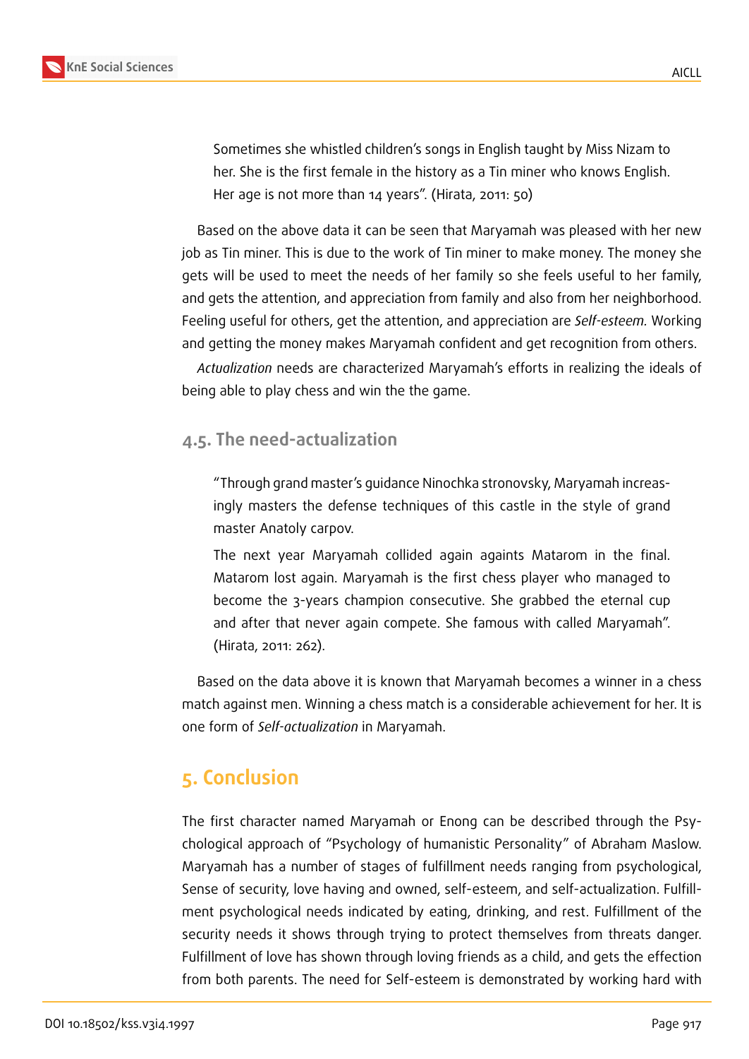Sometimes she whistled children's songs in English taught by Miss Nizam to her. She is the first female in the history as a Tin miner who knows English. Her age is not more than 14 years". (Hirata, 2011: 50)

Based on the above data it can be seen that Maryamah was pleased with her new job as Tin miner. This is due to the work of Tin miner to make money. The money she gets will be used to meet the needs of her family so she feels useful to her family, and gets the attention, and appreciation from family and also from her neighborhood. Feeling useful for others, get the attention, and appreciation are *Self-esteem.* Working and getting the money makes Maryamah confident and get recognition from others.

*Actualization* needs are characterized Maryamah's efforts in realizing the ideals of being able to play chess and win the the game.

### 4.5. The need-actualization

"Through grand master's guidance Ninochka stronovsky, Maryamah increasingly masters the defense techniques of this castle in the style of grand master Anatoly carpov.

The next year Maryamah collided again againts Matarom in the final. Matarom lost again. Maryamah is the first chess player who managed to become the 3-years champion consecutive. She grabbed the eternal cup and after that never again compete. She famous with called Maryamah". (Hirata, 2011: 262).

Based on the data above it is known that Maryamah becomes a winner in a chess match against men. Winning a chess match is a considerable achievement for her. It is one form of *Self-actualization* in Maryamah.

## 5. Conclusion

The first character named Maryamah or Enong can be described through the Psychological approach of "Psychology of humanistic Personality" of Abraham Maslow. Maryamah has a number of stages of fulfillment needs ranging from psychological, Sense of security, love having and owned, self-esteem, and self-actualization. Fulfillment psychological needs indicated by eating, drinking, and rest. Fulfillment of the security needs it shows through trying to protect themselves from threats danger. Fulfillment of love has shown through loving friends as a child, and gets the effection from both parents. The need for Self-esteem is demonstrated by working hard with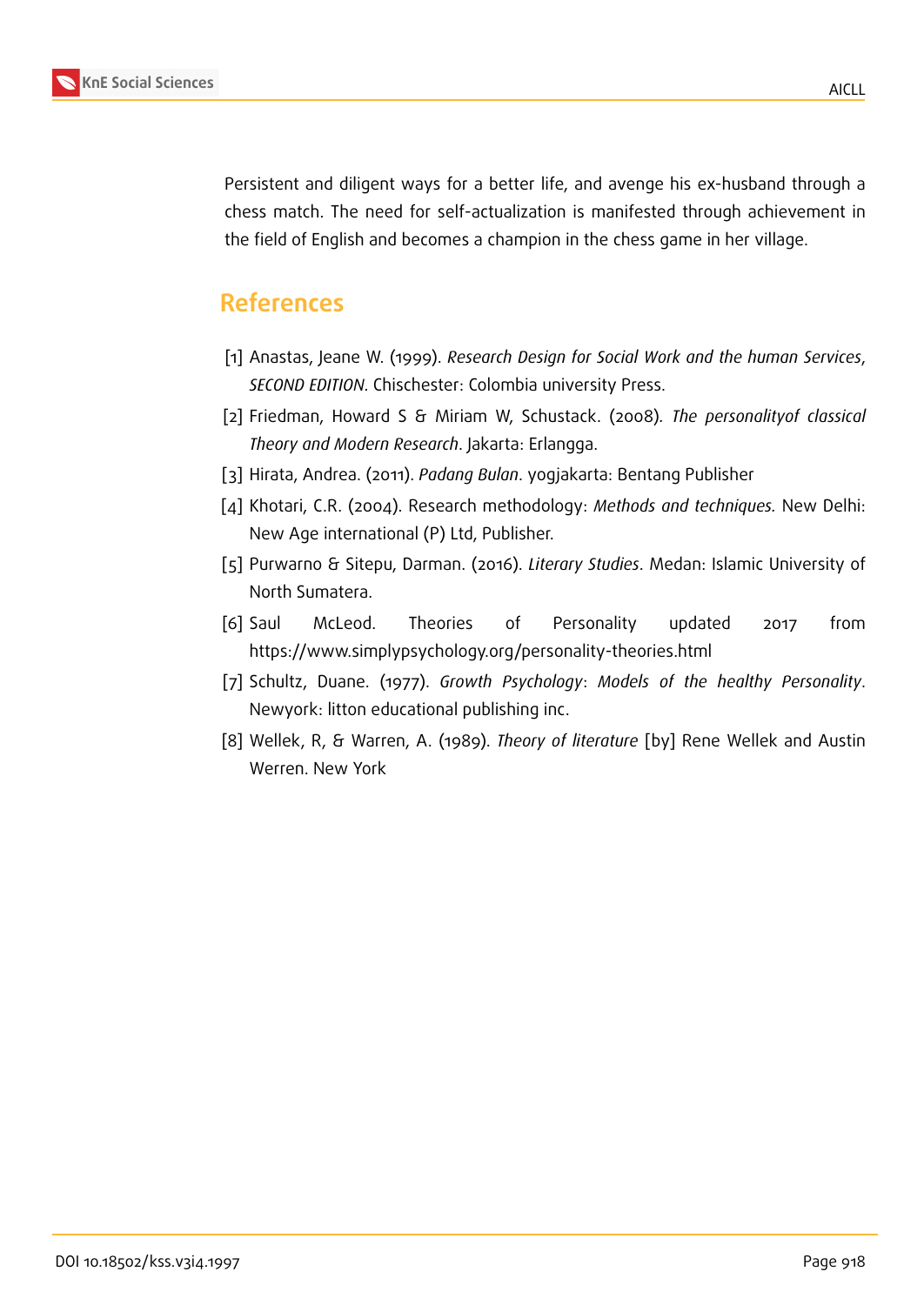Persistent and diligent ways for a better life, and avenge his ex-husband through a chess match. The need for self-actualization is manifested through achievement in the field of English and becomes a champion in the chess game in her village.

## References

[1] Anastas, Jeane W. (1999). *Research Design for Social Work and the human Services, SECOND EDITION*. Chischester: Colombia university Press.

[2] Friedman, Howard S & Miriam W, Schustack. (2008). *The personalityof classical Theory and Modern Research*. Jakarta: Erlangga.

[3] Hirata, Andrea. (2011). *Padang Bulan*. yogjakarta: Bentang Publisher

[4] Khotari, C.R. (2004). Research methodology: *Methods and techniques.* New Delhi: New Age international (P) Ltd, Publisher.

[5] Purwarno & Sitepu, Darman. (2016). *Literary Studies*. Medan: Islamic University of North Sumatera.

[6] Saul McLeod. Theories of Personality updated 2017 from https://www.simplypsychology.org/personality-theories.html

[7] Schultz, Duane. (1977). *Growth Psychology*: *Models of the healthy Personality*. Newyork: litton educational publishing inc.

[8] Wellek, R, & Warren, A. (1989). *Theory of literature* [by] Rene Wellek and Austin Werren. New York